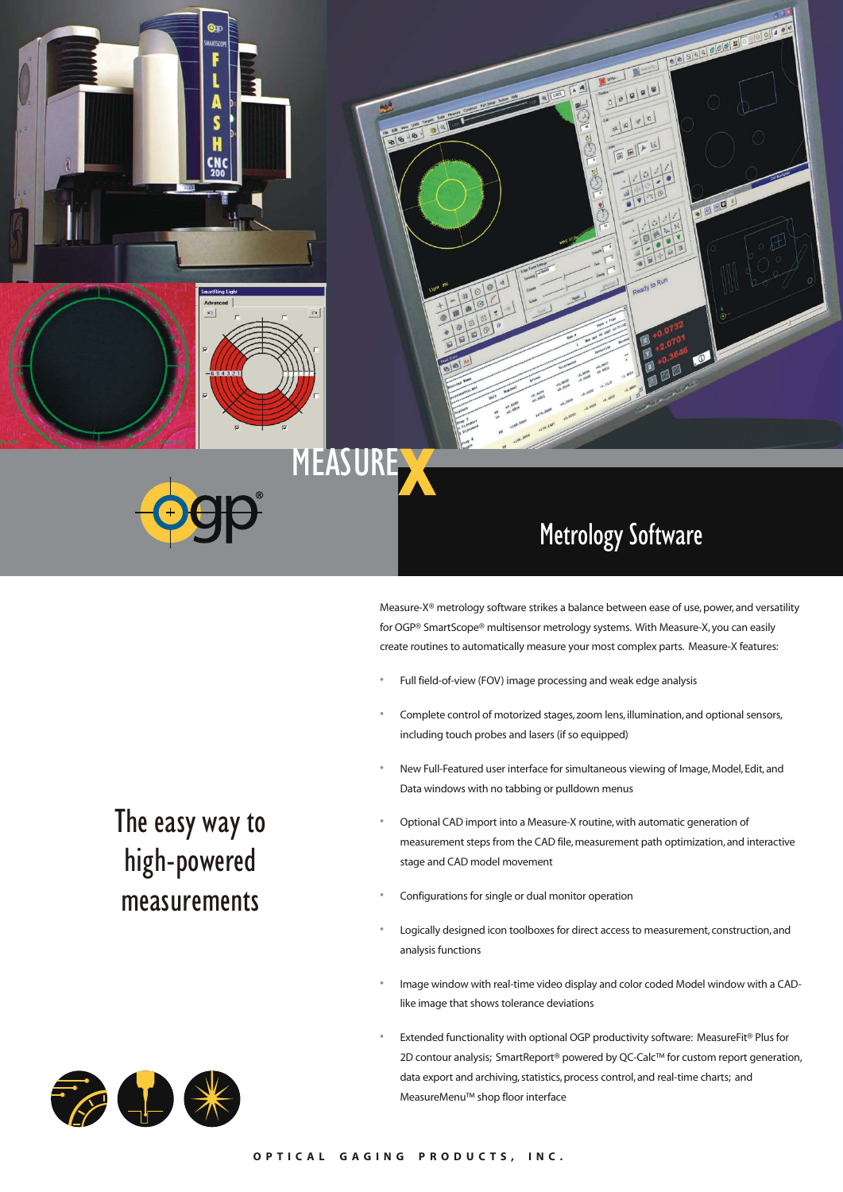# MEASURE X

## Metrology Software

### The easy way to high-powered measurements

Measure-X® metrology software strikes a balance between ease of use, power, and versatility for OGP® SmartScope® multisensor metrology systems. With Measure-X, you can easily create routines to automatically measure your most complex parts. Measure-X features:

- Full field-of-view (FOV) image processing and weak edge analysis
- Complete control of motorized stages, zoom lens, illumination, and optional sensors, including touch probes and lasers (if so equipped)
- New Full-Featured user interface for simultaneous viewing of Image, Model, Edit, and Data windows with no tabbing or pulldown menus
- Optional CAD import into a Measure-X routine, with automatic generation of measurement steps from the CAD file, measurement path optimization, and interactive stage and CAD model movement
- Configurations for single or dual monitor operation
- Logically designed icon toolboxes for direct access to measurement, construction, and analysis functions
- Image window with real-time video display and color coded Model window with a CAD-like image that shows tolerance deviations
- Extended functionality with optional OGP productivity software: MeasureFit® Plus for 2D contour analysis; SmartReport® powered by QC-Calc™ for custom report generation, data export and archiving, statistics, process control, and real-time charts; and MeasureMenu™ shop floor interface

OPTICAL GAGING PRODUCTS, INC.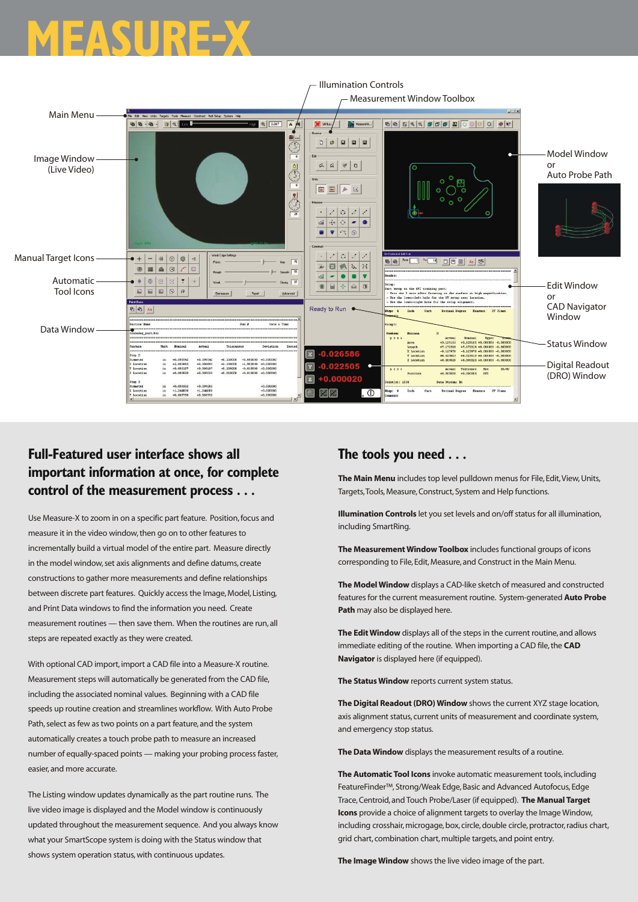# MEASURE-X

Main Menu

Image Window (Live Video)

Manual Target Icons

Automatic Tool Icons

Data Window

Illumination Controls

Measurement Window Toolbox

Model Window or Auto Probe Path

Edit Window or CAD Navigator Window

Status Window

Digital Readout (DRO) Window

## Full-Featured user interface shows all important information at once, for complete control of the measurement process . . .

Use Measure-X to zoom in on a specific part feature. Position, focus and measure it in the video window, then go on to other features to incrementally build a virtual model of the entire part. Measure directly in the model window, set axis alignments and define datums, create constructions to gather more measurements and define relationships between discrete part features. Quickly access the Image, Model, Listing, and Print Data windows to find the information you need. Create measurement routines — then save them. When the routines are run, all steps are repeated exactly as they were created.

With optional CAD import, import a CAD file into a Measure-X routine. Measurement steps will automatically be generated from the CAD file, including the associated nominal values. Beginning with a CAD file speeds up routine creation and streamlines workflow. With Auto Probe Path, select as few as two points on a part feature, and the system automatically creates a touch probe path to measure an increased number of equally-spaced points — making your probing process faster, easier, and more accurate.

The Listing window updates dynamically as the part routine runs. The live video image is displayed and the Model window is continuously updated throughout the measurement sequence. And you always know what your SmartScope system is doing with the Status window that shows system operation status, with continuous updates.

## The tools you need . . .

**The Main Menu** includes top level pulldown menus for File, Edit, View, Units, Targets, Tools, Measure, Construct, System and Help functions.

**Illumination Controls** let you set levels and on/off status for all illumination, including SmartRing.

**The Measurement Window Toolbox** includes functional groups of icons corresponding to File, Edit, Measure, and Construct in the Main Menu.

**The Model Window** displays a CAD-like sketch of measured and constructed features for the current measurement routine. System-generated **Auto Probe Path** may also be displayed here.

**The Edit Window** displays all of the steps in the current routine, and allows immediate editing of the routine. When importing a CAD file, the **CAD Navigator** is displayed here (if equipped).

**The Status Window** reports current system status.

**The Digital Readout (DRO) Window** shows the current XYZ stage location, axis alignment status, current units of measurement and coordinate system, and emergency stop status.

**The Data Window** displays the measurement results of a routine.

**The Automatic Tool Icons** invoke automatic measurement tools, including FeatureFinder™, Strong/Weak Edge, Basic and Advanced Autofocus, Edge Trace, Centroid, and Touch Probe/Laser (if equipped). **The Manual Target Icons** provide a choice of alignment targets to overlay the Image Window, including crosshair, micrgage, box, circle, double circle, protractor, radius chart, grid chart, combination chart, multiple targets, and point entry.

**The Image Window** shows the live video image of the part.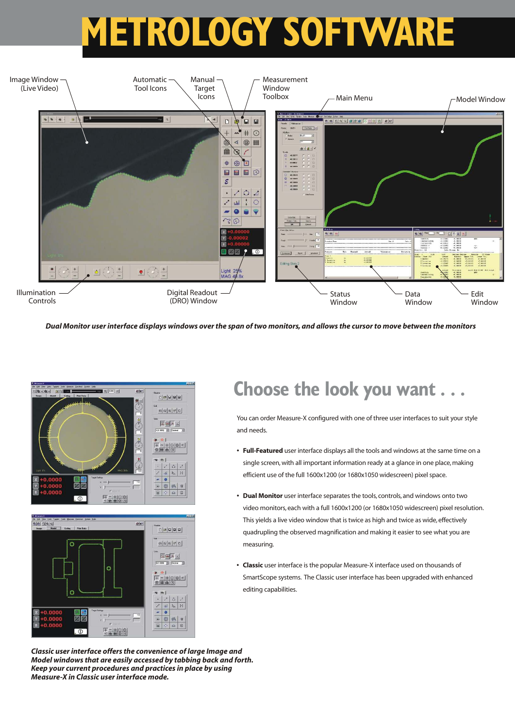# METROLOGY SOFTWARE

Image Window (Live Video)

Automatic Tool Icons

Manual Target Icons

Measurement Window Toolbox

Main Menu

Model Window

Illumination Controls

Digital Readout (DRO) Window

Status Window

Data Window

Edit Window

***Dual Monitor user interface displays windows over the span of two monitors, and allows the cursor to move between the monitors***

## Choose the look you want . . .

You can order Measure-X configured with one of three user interfaces to suit your style and needs.

- **Full-Featured** user interface displays all the tools and windows at the same time on a single screen, with all important information ready at a glance in one place, making efficient use of the full 1600x1200 (or 1680x1050 widescreen) pixel space.
- **Dual Monitor** user interface separates the tools, controls, and windows onto two video monitors, each with a full 1600x1200 (or 1680x1050 widescreen) pixel resolution. This yields a live video window that is twice as high and twice as wide, effectively quadrupling the observed magnification and making it easier to see what you are measuring.
- **Classic** user interface is the popular Measure-X interface used on thousands of SmartScope systems. The Classic user interface has been upgraded with enhanced editing capabilities.

***Classic user interface offers the convenience of large Image and Model windows that are easily accessed by tabbing back and forth. Keep your current procedures and practices in place by using Measure-X in Classic user interface mode.***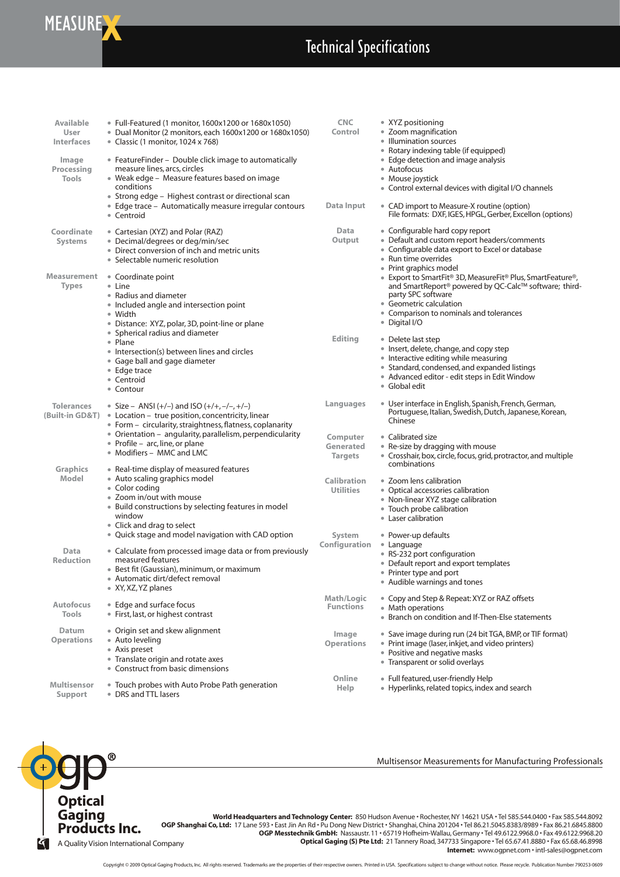# MEASURE X

## Technical Specifications

**Available User Interfaces**
- Full-Featured (1 monitor, 1600x1200 or 1680x1050)
- Dual Monitor (2 monitors, each 1600x1200 or 1680x1050)
- Classic (1 monitor, 1024 x 768)

**Image Processing Tools**
- FeatureFinder – Double click image to automatically measure lines, arcs, circles
- Weak edge – Measure features based on image conditions
- Strong edge – Highest contrast or directional scan
- Edge trace – Automatically measure irregular contours
- Centroid

**Coordinate Systems**
- Cartesian (XYZ) and Polar (RAZ)
- Decimal/degrees or deg/min/sec
- Direct conversion of inch and metric units
- Selectable numeric resolution

**Measurement Types**
- Coordinate point
- Line
- Radius and diameter
- Included angle and intersection point
- Width
- Distance: XYZ, polar, 3D, point-line or plane
- Spherical radius and diameter
- Plane
- Intersection(s) between lines and circles
- Gage ball and gage diameter
- Edge trace
- Centroid
- Contour

**Tolerances (Built-in GD&T)**
- Size – ANSI (+/–) and ISO (+/+, –/–, +/–)
- Location – true position, concentricity, linear
- Form – circularity, straightness, flatness, coplanarity
- Orientation – angularity, parallelism, perpendicularity
- Profile – arc, line, or plane
- Modifiers – MMC and LMC

**Graphics Model**
- Real-time display of measured features
- Auto scaling graphics model
- Color coding
- Zoom in/out with mouse
- Build constructions by selecting features in model window
- Click and drag to select
- Quick stage and model navigation with CAD option

**Data Reduction**
- Calculate from processed image data or from previously measured features
- Best fit (Gaussian), minimum, or maximum
- Automatic dirt/defect removal
- XY, XZ, YZ planes

**Autofocus Tools**
- Edge and surface focus
- First, last, or highest contrast

**Datum Operations**
- Origin set and skew alignment
- Auto leveling
- Axis preset
- Translate origin and rotate axes
- Construct from basic dimensions

**Multisensor Support**
- Touch probes with Auto Probe Path generation
- DRS and TTL lasers

**CNC Control**
- XYZ positioning
- Zoom magnification
- Illumination sources
- Rotary indexing table (if equipped)
- Edge detection and image analysis
- Autofocus
- Mouse joystick
- Control external devices with digital I/O channels

**Data Input**
- CAD import to Measure-X routine (option)
  File formats: DXF, IGES, HPGL, Gerber, Excellon (options)

**Data Output**
- Configurable hard copy report
- Default and custom report headers/comments
- Configurable data export to Excel or database
- Run time overrides
- Print graphics model
- Export to SmartFit® 3D, MeasureFit® Plus, SmartFeature®, and SmartReport® powered by QC-Calc™ software; third-party SPC software
- Geometric calculation
- Comparison to nominals and tolerances
- Digital I/O

**Editing**
- Delete last step
- Insert, delete, change, and copy step
- Interactive editing while measuring
- Standard, condensed, and expanded listings
- Advanced editor - edit steps in Edit Window
- Global edit

**Languages**
- User interface in English, Spanish, French, German, Portuguese, Italian, Swedish, Dutch, Japanese, Korean, Chinese

**Computer Generated Targets**
- Calibrated size
- Re-size by dragging with mouse
- Crosshair, box, circle, focus, grid, protractor, and multiple combinations

**Calibration Utilities**
- Zoom lens calibration
- Optical accessories calibration
- Non-linear XYZ stage calibration
- Touch probe calibration
- Laser calibration

**System Configuration**
- Power-up defaults
- Language
- RS-232 port configuration
- Default report and export templates
- Printer type and port
- Audible warnings and tones

**Math/Logic Functions**
- Copy and Step & Repeat: XYZ or RAZ offsets
- Math operations
- Branch on condition and If-Then-Else statements

**Image Operations**
- Save image during run (24 bit TGA, BMP, or TIF format)
- Print image (laser, inkjet, and video printers)
- Positive and negative masks
- Transparent or solid overlays

**Online Help**
- Full featured, user-friendly Help
- Hyperlinks, related topics, index and search

---

ogp®
**Optical Gaging Products Inc.**
A Quality Vision International Company

Multisensor Measurements for Manufacturing Professionals

**World Headquarters and Technology Center:** 850 Hudson Avenue • Rochester, NY 14621 USA • Tel 585.544.0400 • Fax 585.544.8092
**OGP Shanghai Co, Ltd:** 17 Lane 593 • East Jin An Rd • Pu Dong New District • Shanghai, China 201204 • Tel 86.21.5045.8383/8989 • Fax 86.21.6845.8800
**OGP Messtechnik GmbH:** Nassaustr. 11 • 65719 Hofheim-Wallau, Germany • Tel 49.6122.9968.0 • Fax 49.6122.9968.20
**Optical Gaging (S) Pte Ltd:** 21 Tannery Road, 347733 Singapore • Tel 65.67.41.8880 • Fax 65.68.46.8998
**Internet:** www.ogpnet.com • intl-sales@ogpnet.com

Copyright © 2009 Optical Gaging Products, Inc. All rights reserved. Trademarks are the properties of their respective owners. Printed in USA. Specifications subject to change without notice. Please recycle. Publication Number 790253-0609